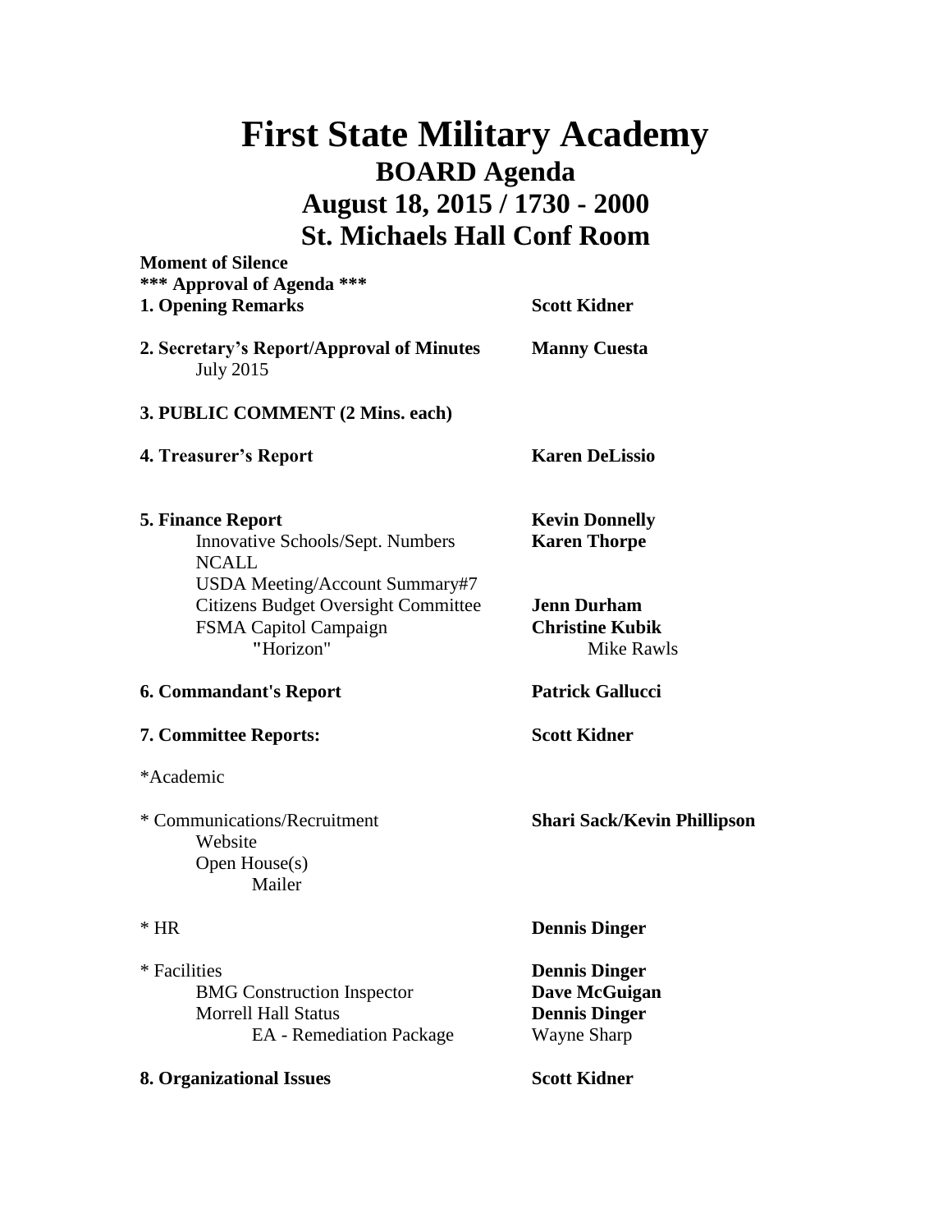# First State Military Academy

## BOARD Agenda

## August 18, 2015 / 1730 - 2000

## St. Michaels Hall Conf Room

**Moment of Silence**

**\*\*\* Approval of Agenda \*\*\***

| | |
|---|---|
| **1. Opening Remarks** | **Scott Kidner** |
| **2. Secretary's Report/Approval of Minutes** | **Manny Cuesta** |
| July 2015 | |
| **3. PUBLIC COMMENT (2 Mins. each)** | |
| **4. Treasurer's Report** | **Karen DeLissio** |
| **5. Finance Report** | **Kevin Donnelly** |
| Innovative Schools/Sept. Numbers | **Karen Thorpe** |
| NCALL | |
| USDA Meeting/Account Summary#7 | |
| Citizens Budget Oversight Committee | **Jenn Durham** |
| FSMA Capitol Campaign | **Christine Kubik** |
| "Horizon" | Mike Rawls |
| **6. Commandant's Report** | **Patrick Gallucci** |
| **7. Committee Reports:** | **Scott Kidner** |
| *Academic | |
| * Communications/Recruitment | **Shari Sack/Kevin Phillipson** |
| Website | |
| Open House(s) | |
| Mailer | |
| * HR | **Dennis Dinger** |
| * Facilities | **Dennis Dinger** |
| BMG Construction Inspector | **Dave McGuigan** |
| Morrell Hall Status | **Dennis Dinger** |
| EA - Remediation Package | Wayne Sharp |
| **8. Organizational Issues** | **Scott Kidner** |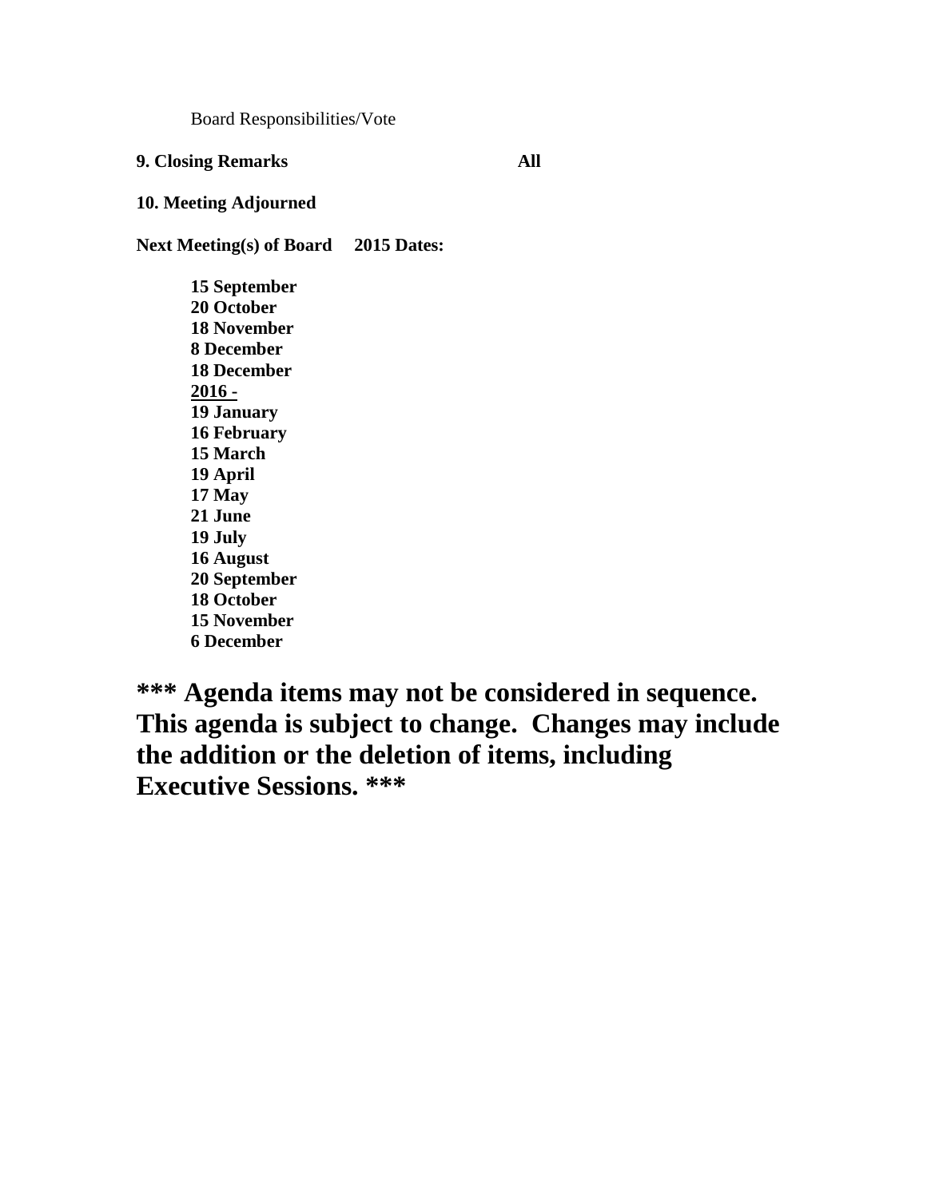Board Responsibilities/Vote

**9. Closing Remarks** **All**

**10. Meeting Adjourned**

**Next Meeting(s) of Board 2015 Dates:**

**15 September**
**20 October**
**18 November**
**8 December**
**18 December**
**2016 -**
**19 January**
**16 February**
**15 March**
**19 April**
**17 May**
**21 June**
**19 July**
**16 August**
**20 September**
**18 October**
**15 November**
**6 December**

**\*\*\* Agenda items may not be considered in sequence. This agenda is subject to change. Changes may include the addition or the deletion of items, including Executive Sessions. \*\*\***